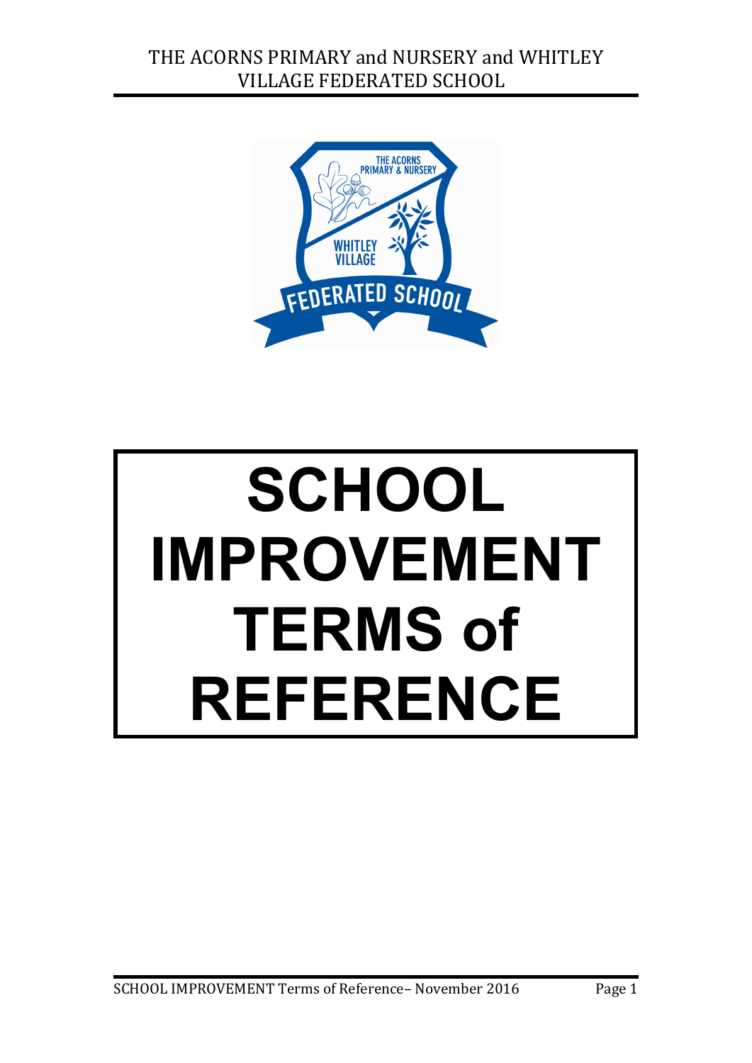THE ACORNS PRIMARY and NURSERY and WHITLEY VILLAGE FEDERATED SCHOOL

# SCHOOL IMPROVEMENT TERMS of REFERENCE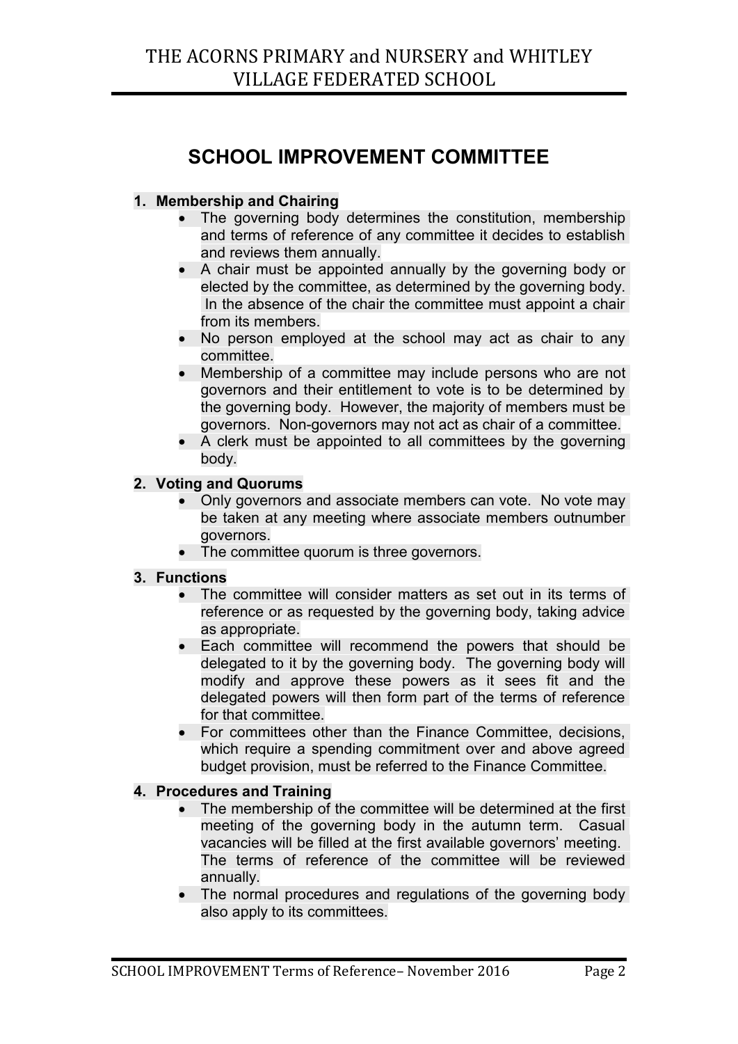# SCHOOL IMPROVEMENT COMMITTEE

**1. Membership and Chairing**

- The governing body determines the constitution, membership and terms of reference of any committee it decides to establish and reviews them annually.
- A chair must be appointed annually by the governing body or elected by the committee, as determined by the governing body. In the absence of the chair the committee must appoint a chair from its members.
- No person employed at the school may act as chair to any committee.
- Membership of a committee may include persons who are not governors and their entitlement to vote is to be determined by the governing body. However, the majority of members must be governors. Non-governors may not act as chair of a committee.
- A clerk must be appointed to all committees by the governing body.

**2. Voting and Quorums**

- Only governors and associate members can vote. No vote may be taken at any meeting where associate members outnumber governors.
- The committee quorum is three governors.

**3. Functions**

- The committee will consider matters as set out in its terms of reference or as requested by the governing body, taking advice as appropriate.
- Each committee will recommend the powers that should be delegated to it by the governing body. The governing body will modify and approve these powers as it sees fit and the delegated powers will then form part of the terms of reference for that committee.
- For committees other than the Finance Committee, decisions, which require a spending commitment over and above agreed budget provision, must be referred to the Finance Committee.

**4. Procedures and Training**

- The membership of the committee will be determined at the first meeting of the governing body in the autumn term. Casual vacancies will be filled at the first available governors' meeting. The terms of reference of the committee will be reviewed annually.
- The normal procedures and regulations of the governing body also apply to its committees.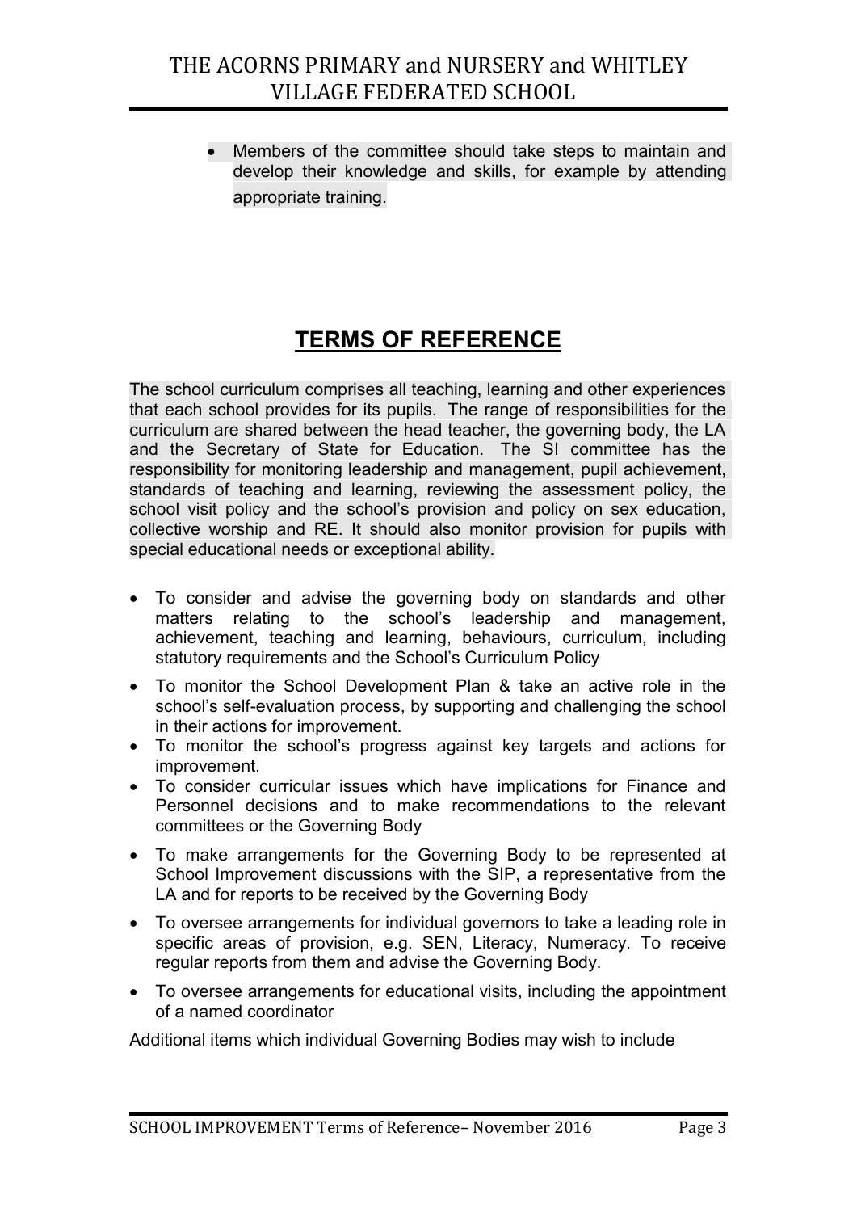- Members of the committee should take steps to maintain and develop their knowledge and skills, for example by attending appropriate training.

# TERMS OF REFERENCE

The school curriculum comprises all teaching, learning and other experiences that each school provides for its pupils. The range of responsibilities for the curriculum are shared between the head teacher, the governing body, the LA and the Secretary of State for Education. The SI committee has the responsibility for monitoring leadership and management, pupil achievement, standards of teaching and learning, reviewing the assessment policy, the school visit policy and the school's provision and policy on sex education, collective worship and RE. It should also monitor provision for pupils with special educational needs or exceptional ability.

- To consider and advise the governing body on standards and other matters relating to the school's leadership and management, achievement, teaching and learning, behaviours, curriculum, including statutory requirements and the School's Curriculum Policy
- To monitor the School Development Plan & take an active role in the school's self-evaluation process, by supporting and challenging the school in their actions for improvement.
- To monitor the school's progress against key targets and actions for improvement.
- To consider curricular issues which have implications for Finance and Personnel decisions and to make recommendations to the relevant committees or the Governing Body
- To make arrangements for the Governing Body to be represented at School Improvement discussions with the SIP, a representative from the LA and for reports to be received by the Governing Body
- To oversee arrangements for individual governors to take a leading role in specific areas of provision, e.g. SEN, Literacy, Numeracy. To receive regular reports from them and advise the Governing Body.
- To oversee arrangements for educational visits, including the appointment of a named coordinator

Additional items which individual Governing Bodies may wish to include